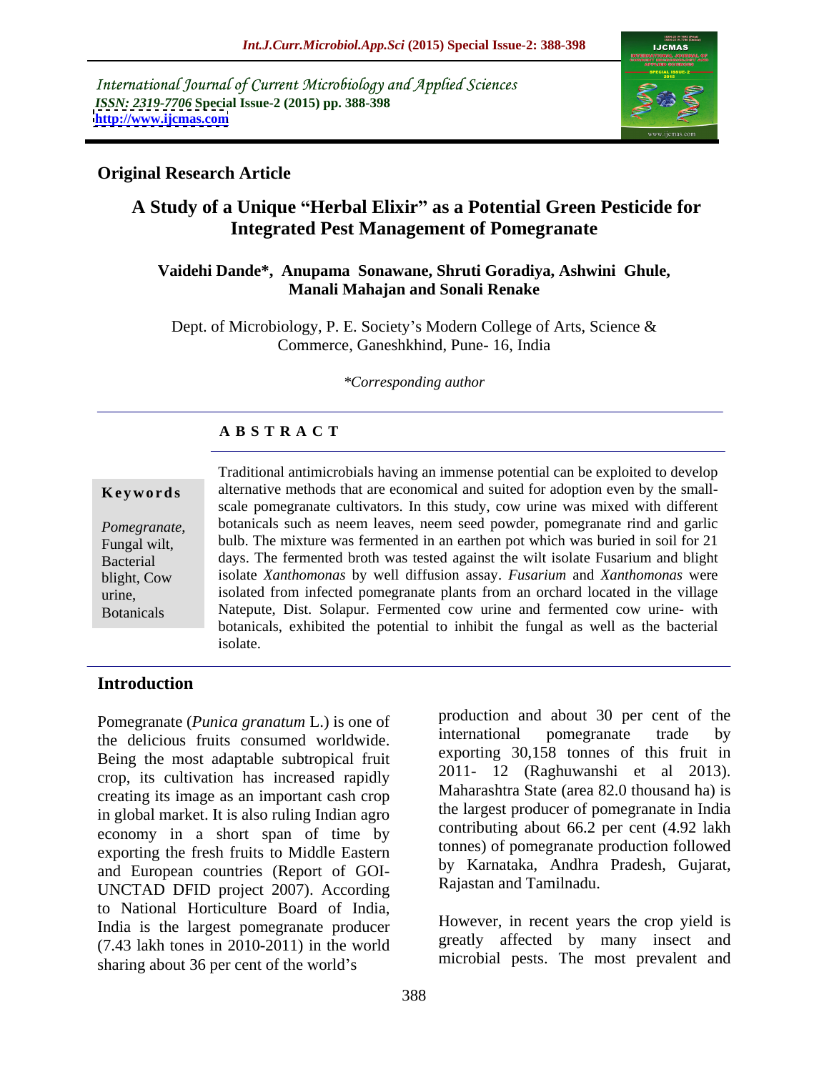International Journal of Current Microbiology and Applied Sciences
*ISSN: 2319-7706* **Special Issue-2 (2015) pp. 388-398**
**http://www.ijcmas.com**

**Original Research Article**

# A Study of a Unique "Herbal Elixir" as a Potential Green Pesticide for Integrated Pest Management of Pomegranate

**Vaidehi Dande\*, Anupama Sonawane, Shruti Goradiya, Ashwini Ghule, Manali Mahajan and Sonali Renake**

Dept. of Microbiology, P. E. Society's Modern College of Arts, Science & Commerce, Ganeshkhind, Pune- 16, India

*\*Corresponding author*

## ABSTRACT

**Keywords**

*Pomegranate,* Fungal wilt, Bacterial blight, Cow urine, Botanicals

Traditional antimicrobials having an immense potential can be exploited to develop alternative methods that are economical and suited for adoption even by the small-scale pomegranate cultivators. In this study, cow urine was mixed with different botanicals such as neem leaves, neem seed powder, pomegranate rind and garlic bulb. The mixture was fermented in an earthen pot which was buried in soil for 21 days. The fermented broth was tested against the wilt isolate Fusarium and blight isolate *Xanthomonas* by well diffusion assay. *Fusarium* and *Xanthomonas* were isolated from infected pomegranate plants from an orchard located in the village Natepute, Dist. Solapur. Fermented cow urine and fermented cow urine- with botanicals, exhibited the potential to inhibit the fungal as well as the bacterial isolate.

## Introduction

Pomegranate (*Punica granatum* L.) is one of the delicious fruits consumed worldwide. Being the most adaptable subtropical fruit crop, its cultivation has increased rapidly creating its image as an important cash crop in global market. It is also ruling Indian agro economy in a short span of time by exporting the fresh fruits to Middle Eastern and European countries (Report of GOI-UNCTAD DFID project 2007). According to National Horticulture Board of India, India is the largest pomegranate producer (7.43 lakh tones in 2010-2011) in the world sharing about 36 per cent of the world's production and about 30 per cent of the international pomegranate trade by exporting 30,158 tonnes of this fruit in 2011- 12 (Raghuwanshi et al 2013). Maharashtra State (area 82.0 thousand ha) is the largest producer of pomegranate in India contributing about 66.2 per cent (4.92 lakh tonnes) of pomegranate production followed by Karnataka, Andhra Pradesh, Gujarat, Rajastan and Tamilnadu.

However, in recent years the crop yield is greatly affected by many insect and microbial pests. The most prevalent and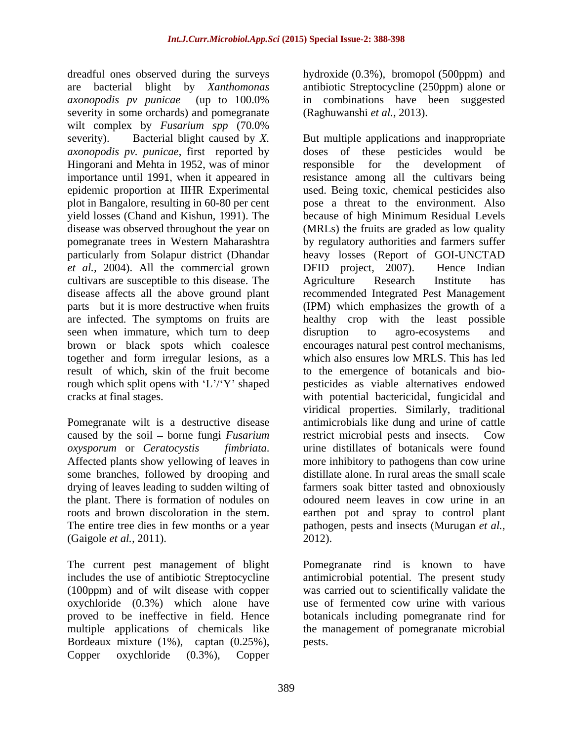dreadful ones observed during the surveys are bacterial blight by *Xanthomonas axonopodis pv punicae* (up to 100.0% severity in some orchards) and pomegranate wilt complex by *Fusarium spp* (70.0% severity). Bacterial blight caused by *X. axonopodis pv. punicae*, first reported by Hingorani and Mehta in 1952, was of minor importance until 1991, when it appeared in epidemic proportion at IIHR Experimental plot in Bangalore, resulting in 60-80 per cent yield losses (Chand and Kishun, 1991). The disease was observed throughout the year on pomegranate trees in Western Maharashtra particularly from Solapur district (Dhandar *et al.,* 2004). All the commercial grown cultivars are susceptible to this disease. The disease affects all the above ground plant parts but it is more destructive when fruits are infected. The symptoms on fruits are seen when immature, which turn to deep brown or black spots which coalesce together and form irregular lesions, as a result of which, skin of the fruit become rough which split opens with 'L'/'Y' shaped cracks at final stages.

Pomegranate wilt is a destructive disease caused by the soil – borne fungi *Fusarium oxysporum* or *Ceratocystis fimbriata*. Affected plants show yellowing of leaves in some branches, followed by drooping and drying of leaves leading to sudden wilting of the plant. There is formation of nodules on roots and brown discoloration in the stem. The entire tree dies in few months or a year (Gaigole *et al.,* 2011).

The current pest management of blight includes the use of antibiotic Streptocycline (100ppm) and of wilt disease with copper oxychloride (0.3%) which alone have proved to be ineffective in field. Hence multiple applications of chemicals like Bordeaux mixture (1%), captan (0.25%), Copper oxychloride (0.3%), Copper hydroxide (0.3%), bromopol (500ppm) and antibiotic Streptocycline (250ppm) alone or in combinations have been suggested (Raghuwanshi *et al.,* 2013).

But multiple applications and inappropriate doses of these pesticides would be responsible for the development of resistance among all the cultivars being used. Being toxic, chemical pesticides also pose a threat to the environment. Also because of high Minimum Residual Levels (MRLs) the fruits are graded as low quality by regulatory authorities and farmers suffer heavy losses (Report of GOI-UNCTAD DFID project, 2007). Hence Indian Agriculture Research Institute has recommended Integrated Pest Management (IPM) which emphasizes the growth of a healthy crop with the least possible disruption to agro-ecosystems and encourages natural pest control mechanisms, which also ensures low MRLS. This has led to the emergence of botanicals and bio-pesticides as viable alternatives endowed with potential bactericidal, fungicidal and viridical properties. Similarly, traditional antimicrobials like dung and urine of cattle restrict microbial pests and insects. Cow urine distillates of botanicals were found more inhibitory to pathogens than cow urine distillate alone. In rural areas the small scale farmers soak bitter tasted and obnoxiously odoured neem leaves in cow urine in an earthen pot and spray to control plant pathogen, pests and insects (Murugan *et al.,* 2012).

Pomegranate rind is known to have antimicrobial potential. The present study was carried out to scientifically validate the use of fermented cow urine with various botanicals including pomegranate rind for the management of pomegranate microbial pests.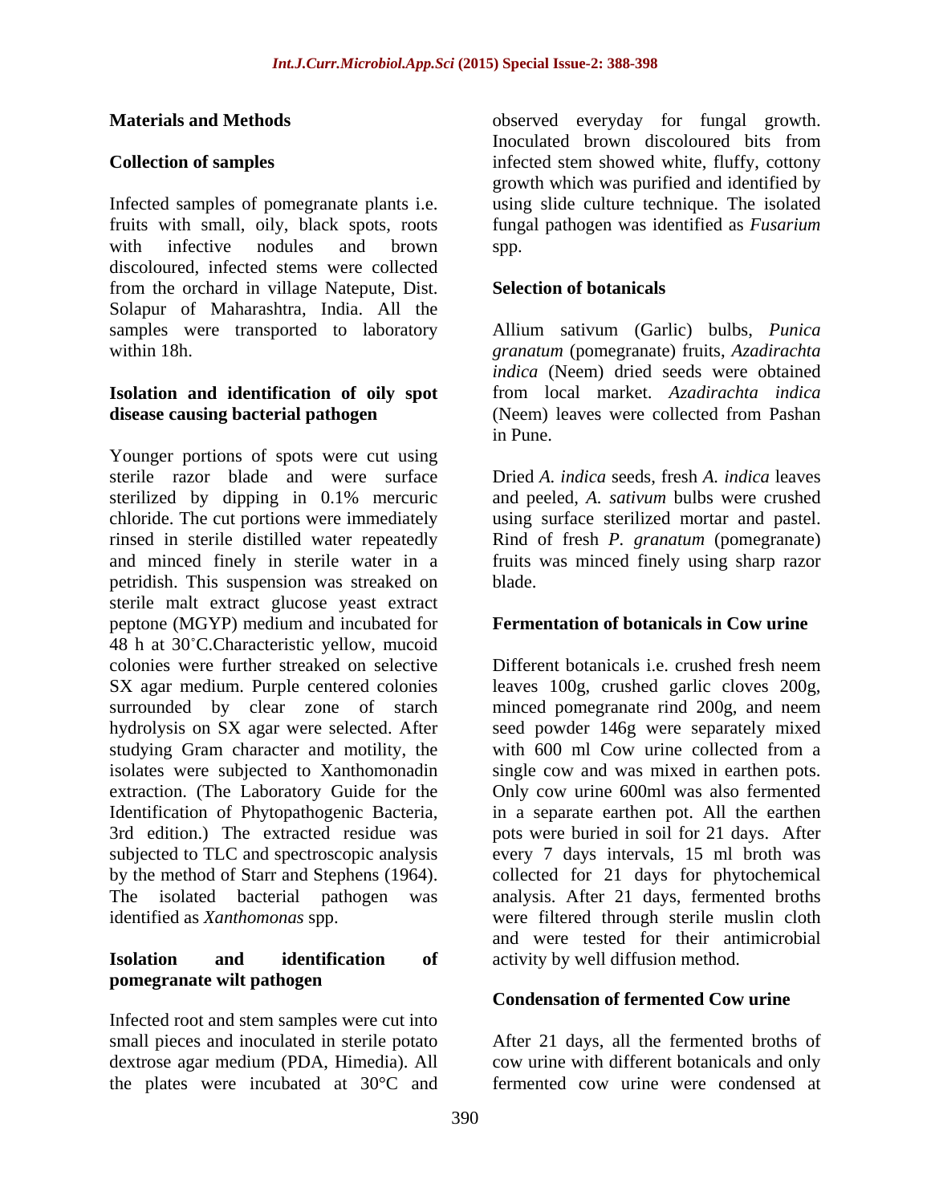## Materials and Methods

### Collection of samples

Infected samples of pomegranate plants i.e. fruits with small, oily, black spots, roots with infective nodules and brown discoloured, infected stems were collected from the orchard in village Natepute, Dist. Solapur of Maharashtra, India. All the samples were transported to laboratory within 18h.

### Isolation and identification of oily spot disease causing bacterial pathogen

Younger portions of spots were cut using sterile razor blade and were surface sterilized by dipping in 0.1% mercuric chloride. The cut portions were immediately rinsed in sterile distilled water repeatedly and minced finely in sterile water in a petridish. This suspension was streaked on sterile malt extract glucose yeast extract peptone (MGYP) medium and incubated for 48 h at 30˚C.Characteristic yellow, mucoid colonies were further streaked on selective SX agar medium. Purple centered colonies surrounded by clear zone of starch hydrolysis on SX agar were selected. After studying Gram character and motility, the isolates were subjected to Xanthomonadin extraction. (The Laboratory Guide for the Identification of Phytopathogenic Bacteria, 3rd edition.) The extracted residue was subjected to TLC and spectroscopic analysis by the method of Starr and Stephens (1964). The isolated bacterial pathogen was identified as *Xanthomonas* spp.

### Isolation and identification of pomegranate wilt pathogen

Infected root and stem samples were cut into small pieces and inoculated in sterile potato dextrose agar medium (PDA, Himedia). All the plates were incubated at 30°C and observed everyday for fungal growth. Inoculated brown discoloured bits from infected stem showed white, fluffy, cottony growth which was purified and identified by using slide culture technique. The isolated fungal pathogen was identified as *Fusarium* spp.

### Selection of botanicals

Allium sativum (Garlic) bulbs, *Punica granatum* (pomegranate) fruits, *Azadirachta indica* (Neem) dried seeds were obtained from local market. *Azadirachta indica* (Neem) leaves were collected from Pashan in Pune.

Dried *A. indica* seeds, fresh *A. indica* leaves and peeled, *A. sativum* bulbs were crushed using surface sterilized mortar and pastel. Rind of fresh *P. granatum* (pomegranate) fruits was minced finely using sharp razor blade.

### Fermentation of botanicals in Cow urine

Different botanicals i.e. crushed fresh neem leaves 100g, crushed garlic cloves 200g, minced pomegranate rind 200g, and neem seed powder 146g were separately mixed with 600 ml Cow urine collected from a single cow and was mixed in earthen pots. Only cow urine 600ml was also fermented in a separate earthen pot. All the earthen pots were buried in soil for 21 days. After every 7 days intervals, 15 ml broth was collected for 21 days for phytochemical analysis. After 21 days, fermented broths were filtered through sterile muslin cloth and were tested for their antimicrobial activity by well diffusion method.

### Condensation of fermented Cow urine

After 21 days, all the fermented broths of cow urine with different botanicals and only fermented cow urine were condensed at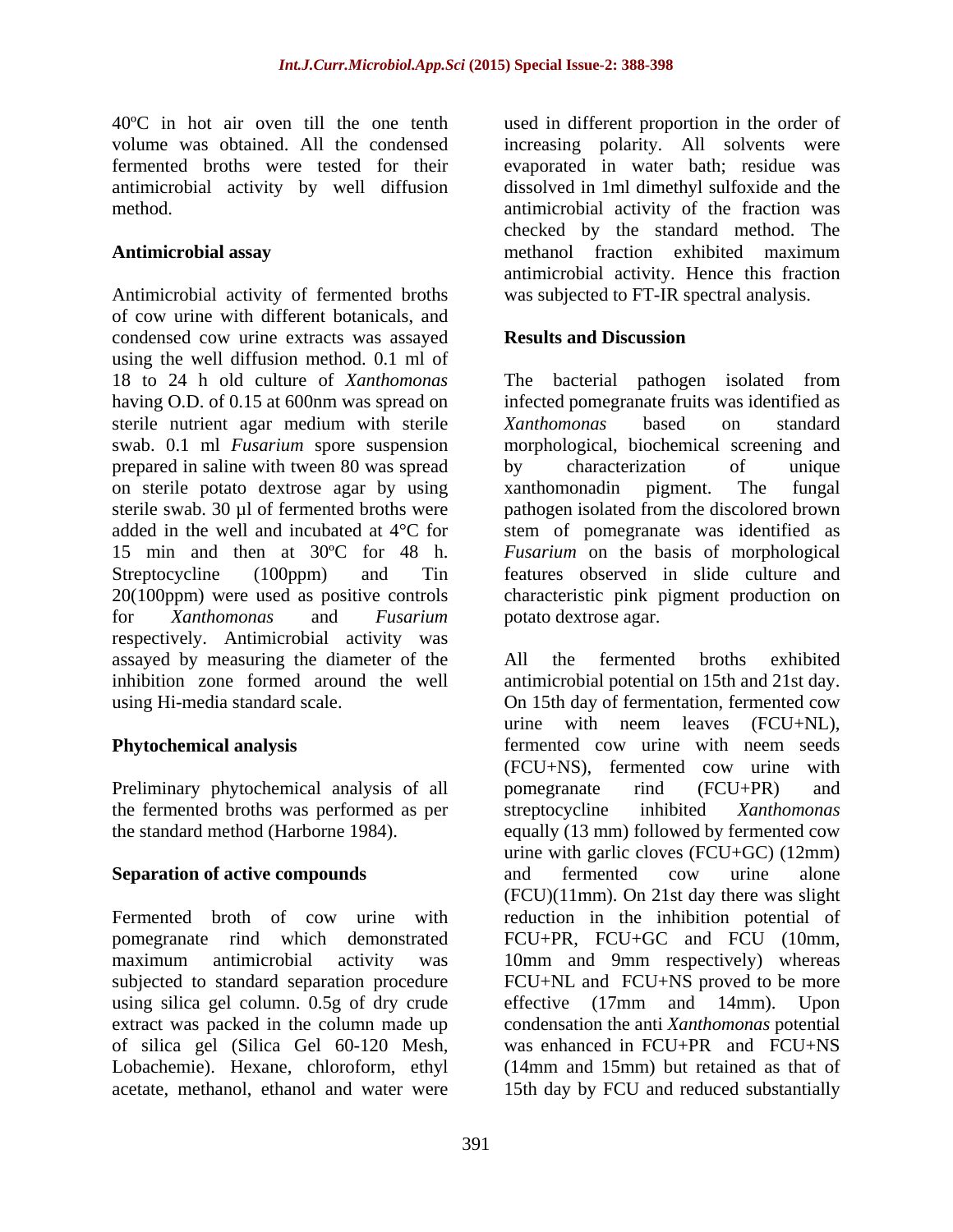40ºC in hot air oven till the one tenth volume was obtained. All the condensed fermented broths were tested for their antimicrobial activity by well diffusion method.

**Antimicrobial assay**

Antimicrobial activity of fermented broths of cow urine with different botanicals, and condensed cow urine extracts was assayed using the well diffusion method. 0.1 ml of 18 to 24 h old culture of *Xanthomonas* having O.D. of 0.15 at 600nm was spread on sterile nutrient agar medium with sterile swab. 0.1 ml *Fusarium* spore suspension prepared in saline with tween 80 was spread on sterile potato dextrose agar by using sterile swab. 30 µl of fermented broths were added in the well and incubated at 4°C for 15 min and then at 30ºC for 48 h. Streptocycline (100ppm) and Tin 20(100ppm) were used as positive controls for *Xanthomonas* and *Fusarium* respectively. Antimicrobial activity was assayed by measuring the diameter of the inhibition zone formed around the well using Hi-media standard scale.

**Phytochemical analysis**

Preliminary phytochemical analysis of all the fermented broths was performed as per the standard method (Harborne 1984).

**Separation of active compounds**

Fermented broth of cow urine with pomegranate rind which demonstrated maximum antimicrobial activity was subjected to standard separation procedure using silica gel column. 0.5g of dry crude extract was packed in the column made up of silica gel (Silica Gel 60-120 Mesh, Lobachemie). Hexane, chloroform, ethyl acetate, methanol, ethanol and water were used in different proportion in the order of increasing polarity. All solvents were evaporated in water bath; residue was dissolved in 1ml dimethyl sulfoxide and the antimicrobial activity of the fraction was checked by the standard method. The methanol fraction exhibited maximum antimicrobial activity. Hence this fraction was subjected to FT-IR spectral analysis.

**Results and Discussion**

The bacterial pathogen isolated from infected pomegranate fruits was identified as *Xanthomonas* based on standard morphological, biochemical screening and by characterization of unique xanthomonadin pigment. The fungal pathogen isolated from the discolored brown stem of pomegranate was identified as *Fusarium* on the basis of morphological features observed in slide culture and characteristic pink pigment production on potato dextrose agar.

All the fermented broths exhibited antimicrobial potential on 15th and 21st day. On 15th day of fermentation, fermented cow urine with neem leaves (FCU+NL), fermented cow urine with neem seeds (FCU+NS), fermented cow urine with pomegranate rind (FCU+PR) and streptocycline inhibited *Xanthomonas* equally (13 mm) followed by fermented cow urine with garlic cloves (FCU+GC) (12mm) and fermented cow urine alone (FCU)(11mm). On 21st day there was slight reduction in the inhibition potential of FCU+PR, FCU+GC and FCU (10mm, 10mm and 9mm respectively) whereas FCU+NL and FCU+NS proved to be more effective (17mm and 14mm). Upon condensation the anti *Xanthomonas* potential was enhanced in FCU+PR and FCU+NS (14mm and 15mm) but retained as that of 15th day by FCU and reduced substantially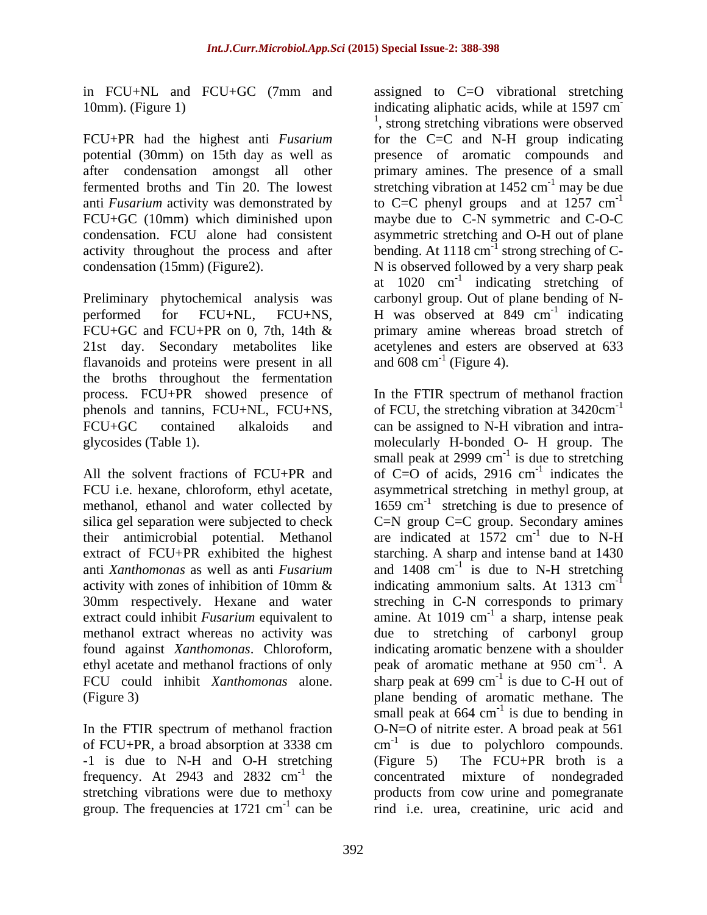in FCU+NL and FCU+GC (7mm and 10mm). (Figure 1)

FCU+PR had the highest anti *Fusarium* potential (30mm) on 15th day as well as after condensation amongst all other fermented broths and Tin 20. The lowest anti *Fusarium* activity was demonstrated by FCU+GC (10mm) which diminished upon condensation. FCU alone had consistent activity throughout the process and after condensation (15mm) (Figure2).

Preliminary phytochemical analysis was performed for FCU+NL, FCU+NS, FCU+GC and FCU+PR on 0, 7th, 14th & 21st day. Secondary metabolites like flavanoids and proteins were present in all the broths throughout the fermentation process. FCU+PR showed presence of phenols and tannins, FCU+NL, FCU+NS, FCU+GC contained alkaloids and glycosides (Table 1).

All the solvent fractions of FCU+PR and FCU i.e. hexane, chloroform, ethyl acetate, methanol, ethanol and water collected by silica gel separation were subjected to check their antimicrobial potential. Methanol extract of FCU+PR exhibited the highest anti *Xanthomonas* as well as anti *Fusarium* activity with zones of inhibition of 10mm & 30mm respectively. Hexane and water extract could inhibit *Fusarium* equivalent to methanol extract whereas no activity was found against *Xanthomonas*. Chloroform, ethyl acetate and methanol fractions of only FCU could inhibit *Xanthomonas* alone. (Figure 3)

In the FTIR spectrum of methanol fraction of FCU+PR, a broad absorption at 3338 cm -1 is due to N-H and O-H stretching frequency. At 2943 and 2832 $cm^{-1}$ the stretching vibrations were due to methoxy group. The frequencies at 1721 $cm^{-1}$ can be assigned to C=O vibrational stretching indicating aliphatic acids, while at 1597 $cm^{-1}$, strong stretching vibrations were observed for the C=C and N-H group indicating presence of aromatic compounds and primary amines. The presence of a small stretching vibration at 1452 $cm^{-1}$ may be due to C=C phenyl groups and at 1257 $cm^{-1}$ maybe due to C-N symmetric and C-O-C asymmetric stretching and O-H out of plane bending. At 1118 $cm^{-1}$ strong streching of C-N is observed followed by a very sharp peak at 1020 $cm^{-1}$ indicating stretching of carbonyl group. Out of plane bending of N-H was observed at 849 $cm^{-1}$ indicating primary amine whereas broad stretch of acetylenes and esters are observed at 633 and 608 $cm^{-1}$ (Figure 4).

In the FTIR spectrum of methanol fraction of FCU, the stretching vibration at 3420$cm^{-1}$ can be assigned to N-H vibration and intra-molecularly H-bonded O- H group. The small peak at 2999 $cm^{-1}$ is due to stretching of C=O of acids, 2916 $cm^{-1}$ indicates the asymmetrical stretching in methyl group, at 1659 $cm^{-1}$ stretching is due to presence of C=N group C=C group. Secondary amines are indicated at 1572 $cm^{-1}$ due to N-H starching. A sharp and intense band at 1430 and 1408 $cm^{-1}$ is due to N-H stretching indicating ammonium salts. At 1313 $cm^{-1}$ streching in C-N corresponds to primary amine. At 1019 $cm^{-1}$ a sharp, intense peak due to stretching of carbonyl group indicating aromatic benzene with a shoulder peak of aromatic methane at 950 $cm^{-1}$. A sharp peak at 699 $cm^{-1}$ is due to C-H out of plane bending of aromatic methane. The small peak at 664 $cm^{-1}$ is due to bending in O-N=O of nitrite ester. A broad peak at 561 $cm^{-1}$ is due to polychloro compounds. (Figure 5) The FCU+PR broth is a concentrated mixture of nondegraded products from cow urine and pomegranate rind i.e. urea, creatinine, uric acid and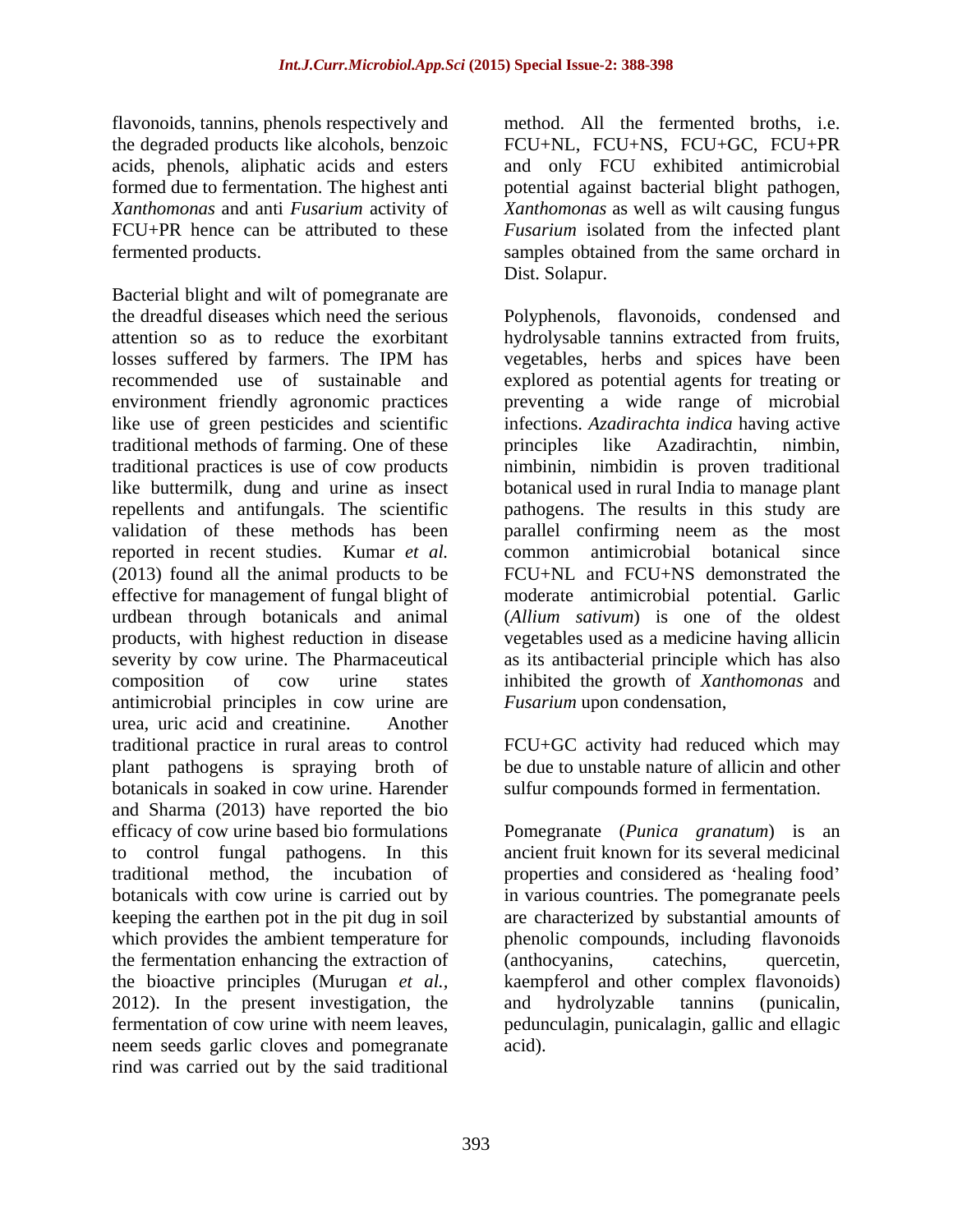flavonoids, tannins, phenols respectively and the degraded products like alcohols, benzoic acids, phenols, aliphatic acids and esters formed due to fermentation. The highest anti *Xanthomonas* and anti *Fusarium* activity of FCU+PR hence can be attributed to these fermented products.

Bacterial blight and wilt of pomegranate are the dreadful diseases which need the serious attention so as to reduce the exorbitant losses suffered by farmers. The IPM has recommended use of sustainable and environment friendly agronomic practices like use of green pesticides and scientific traditional methods of farming. One of these traditional practices is use of cow products like buttermilk, dung and urine as insect repellents and antifungals. The scientific validation of these methods has been reported in recent studies. Kumar *et al.* (2013) found all the animal products to be effective for management of fungal blight of urdbean through botanicals and animal products, with highest reduction in disease severity by cow urine. The Pharmaceutical composition of cow urine states antimicrobial principles in cow urine are urea, uric acid and creatinine. Another traditional practice in rural areas to control plant pathogens is spraying broth of botanicals in soaked in cow urine. Harender and Sharma (2013) have reported the bio efficacy of cow urine based bio formulations to control fungal pathogens. In this traditional method, the incubation of botanicals with cow urine is carried out by keeping the earthen pot in the pit dug in soil which provides the ambient temperature for the fermentation enhancing the extraction of the bioactive principles (Murugan *et al.,* 2012). In the present investigation, the fermentation of cow urine with neem leaves, neem seeds garlic cloves and pomegranate rind was carried out by the said traditional method. All the fermented broths, i.e. FCU+NL, FCU+NS, FCU+GC, FCU+PR and only FCU exhibited antimicrobial potential against bacterial blight pathogen, *Xanthomonas* as well as wilt causing fungus *Fusarium* isolated from the infected plant samples obtained from the same orchard in Dist. Solapur.

Polyphenols, flavonoids, condensed and hydrolysable tannins extracted from fruits, vegetables, herbs and spices have been explored as potential agents for treating or preventing a wide range of microbial infections. *Azadirachta indica* having active principles like Azadirachtin, nimbin, nimbinin, nimbidin is proven traditional botanical used in rural India to manage plant pathogens. The results in this study are parallel confirming neem as the most common antimicrobial botanical since FCU+NL and FCU+NS demonstrated the moderate antimicrobial potential. Garlic (*Allium sativum*) is one of the oldest vegetables used as a medicine having allicin as its antibacterial principle which has also inhibited the growth of *Xanthomonas* and *Fusarium* upon condensation,

FCU+GC activity had reduced which may be due to unstable nature of allicin and other sulfur compounds formed in fermentation.

Pomegranate (*Punica granatum*) is an ancient fruit known for its several medicinal properties and considered as 'healing food' in various countries. The pomegranate peels are characterized by substantial amounts of phenolic compounds, including flavonoids (anthocyanins, catechins, quercetin, kaempferol and other complex flavonoids) and hydrolyzable tannins (punicalin, pedunculagin, punicalagin, gallic and ellagic acid).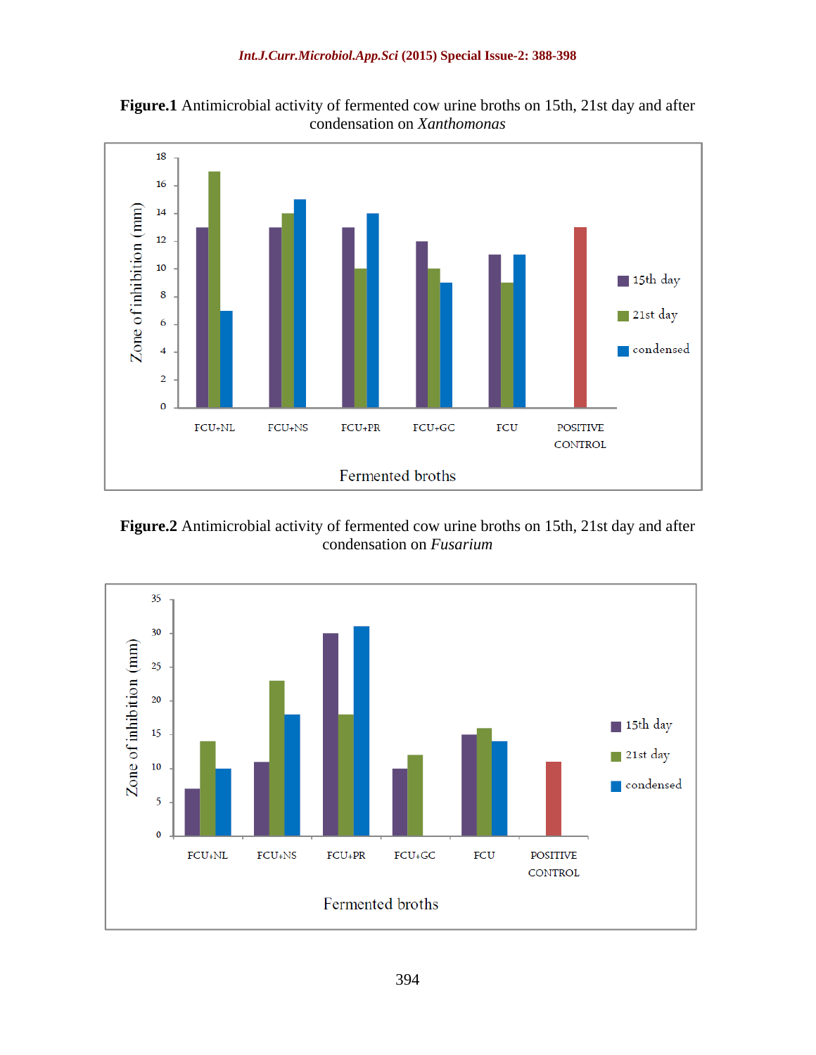**Figure.1** Antimicrobial activity of fermented cow urine broths on 15th, 21st day and after condensation on *Xanthomonas*

**Figure.2** Antimicrobial activity of fermented cow urine broths on 15th, 21st day and after condensation on *Fusarium*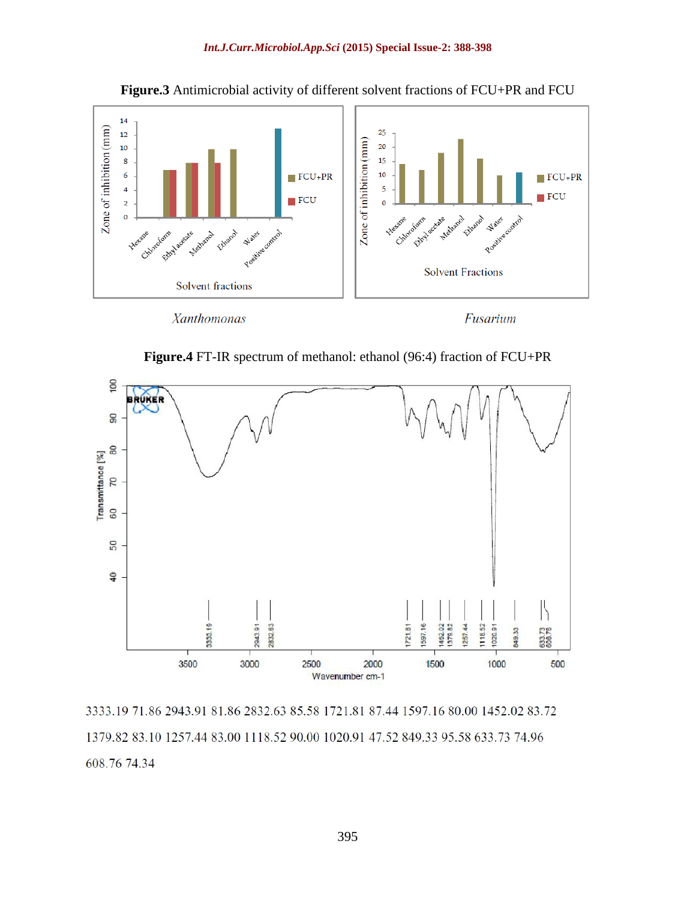**Figure.3** Antimicrobial activity of different solvent fractions of FCU+PR and FCU

*Xanthomonas* *Fusarium*

**Figure.4** FT-IR spectrum of methanol: ethanol (96:4) fraction of FCU+PR

3333.19 71.86 2943.91 81.86 2832.63 85.58 1721.81 87.44 1597.16 80.00 1452.02 83.72 1379.82 83.10 1257.44 83.00 1118.52 90.00 1020.91 47.52 849.33 95.58 633.73 74.96 608.76 74.34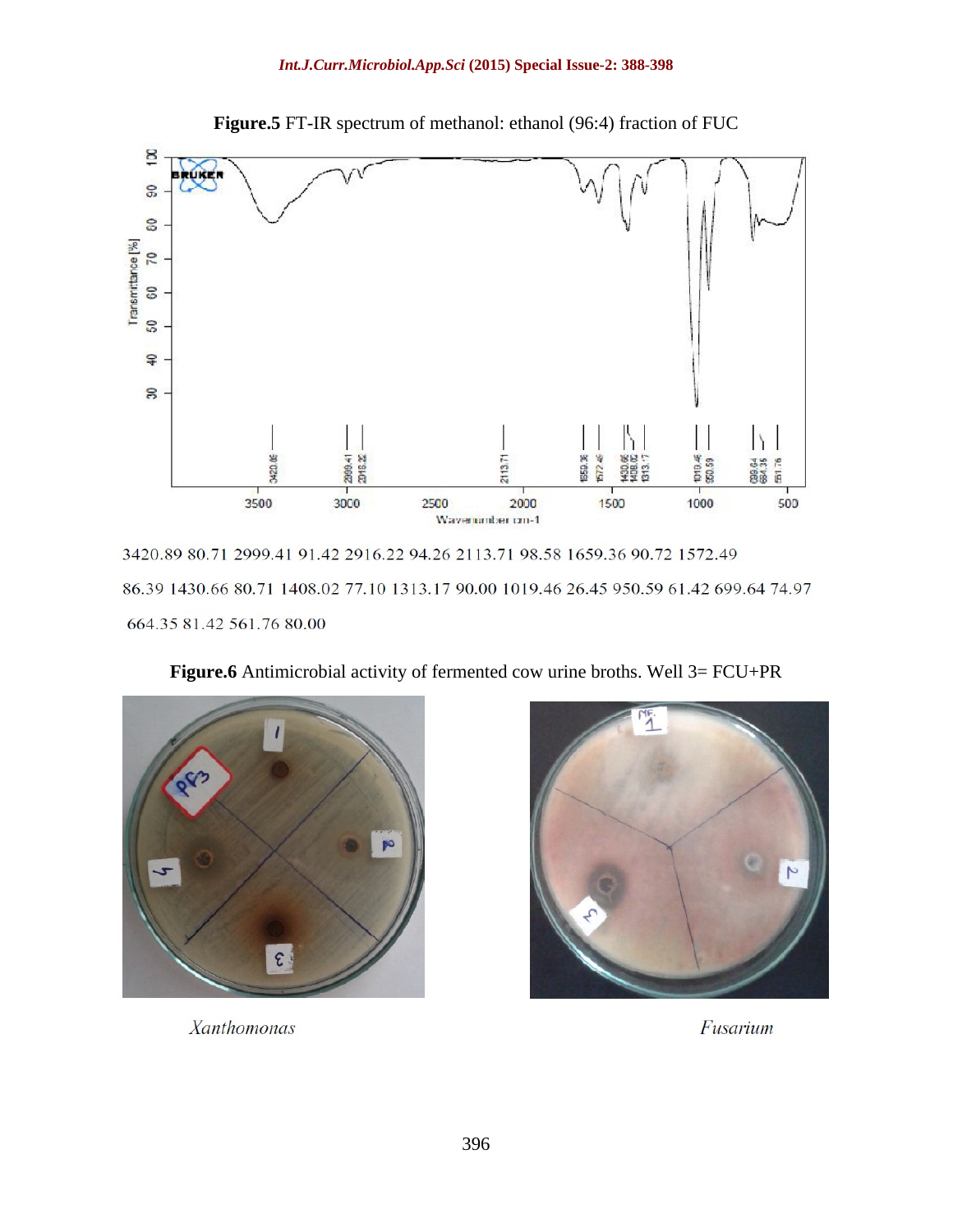**Figure.5** FT-IR spectrum of methanol: ethanol (96:4) fraction of FUC

3420.89 80.71 2999.41 91.42 2916.22 94.26 2113.71 98.58 1659.36 90.72 1572.49 86.39 1430.66 80.71 1408.02 77.10 1313.17 90.00 1019.46 26.45 950.59 61.42 699.64 74.97 664.35 81.42 561.76 80.00

**Figure.6** Antimicrobial activity of fermented cow urine broths. Well 3= FCU+PR

*Xanthomonas* *Fusarium*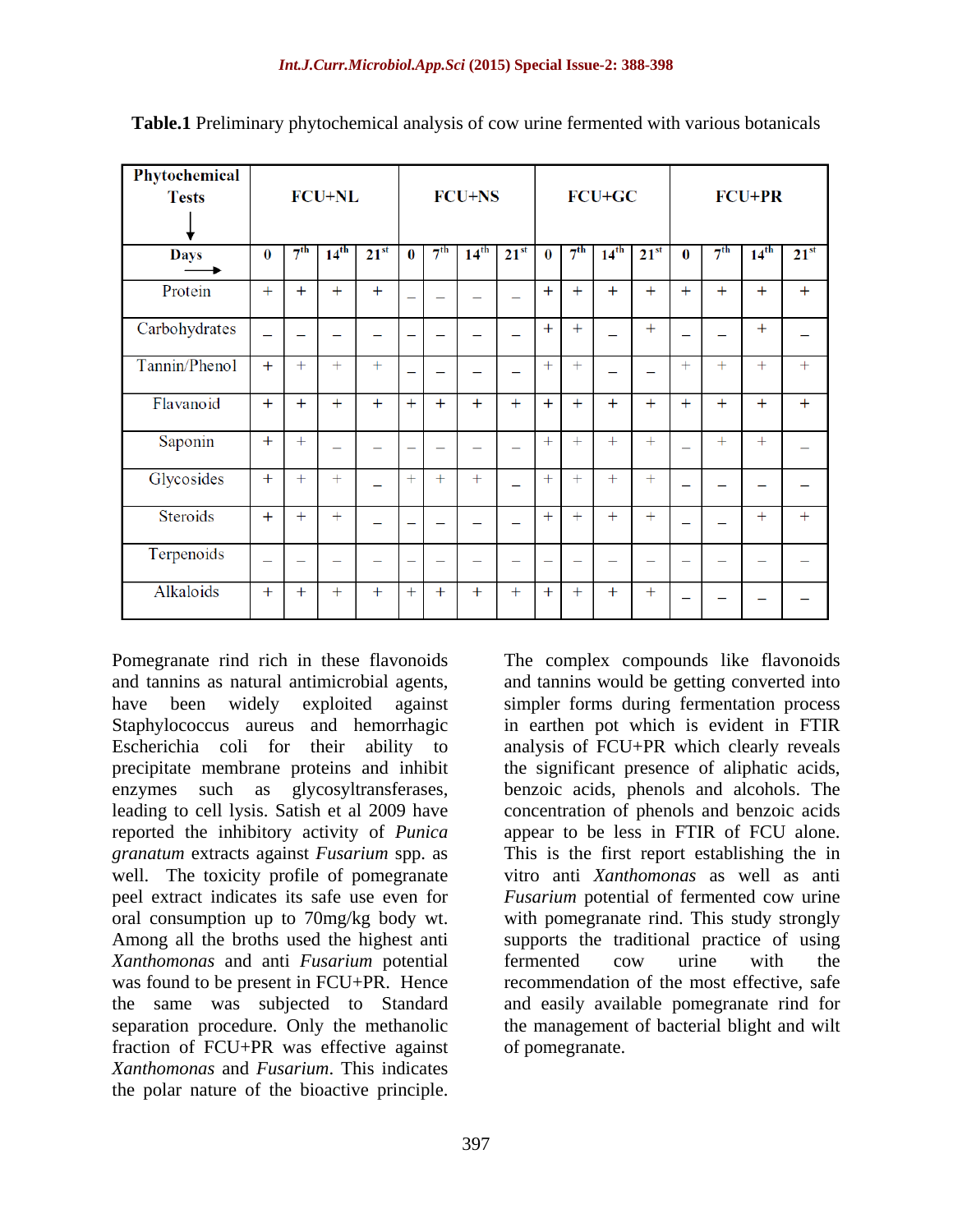**Table.1** Preliminary phytochemical analysis of cow urine fermented with various botanicals

| Phytochemical Tests ↓ | FCU+NL | | | | FCU+NS | | | | FCU+GC | | | | FCU+PR | | | |
|---|---|---|---|---|---|---|---|---|---|---|---|---|---|---|---|---|
| Days → | 0 | 7th | 14th | 21st | 0 | 7th | 14th | 21st | 0 | 7th | 14th | 21st | 0 | 7th | 14th | 21st |
| Protein | + | + | + | + | – | – | – | – | + | + | + | + | + | + | + | + |
| Carbohydrates | – | – | – | – | – | – | – | – | + | + | – | + | – | – | + | – |
| Tannin/Phenol | + | + | + | + | – | – | – | – | + | + | – | – | + | + | + | + |
| Flavanoid | + | + | + | + | + | + | + | + | + | + | + | + | + | + | + | + |
| Saponin | + | + | – | – | – | – | – | – | + | + | + | + | – | + | + | – |
| Glycosides | + | + | + | – | + | + | + | – | + | + | + | + | – | – | – | – |
| Steroids | + | + | + | – | – | – | – | – | + | + | + | + | – | – | + | + |
| Terpenoids | – | – | – | – | – | – | – | – | – | – | – | – | – | – | – | – |
| Alkaloids | + | + | + | + | + | + | + | + | + | + | + | + | – | – | – | – |

Pomegranate rind rich in these flavonoids and tannins as natural antimicrobial agents, have been widely exploited against Staphylococcus aureus and hemorrhagic Escherichia coli for their ability to precipitate membrane proteins and inhibit enzymes such as glycosyltransferases, leading to cell lysis. Satish et al 2009 have reported the inhibitory activity of *Punica granatum* extracts against *Fusarium* spp. as well. The toxicity profile of pomegranate peel extract indicates its safe use even for oral consumption up to 70mg/kg body wt. Among all the broths used the highest anti *Xanthomonas* and anti *Fusarium* potential was found to be present in FCU+PR. Hence the same was subjected to Standard separation procedure. Only the methanolic fraction of FCU+PR was effective against *Xanthomonas* and *Fusarium*. This indicates the polar nature of the bioactive principle. The complex compounds like flavonoids and tannins would be getting converted into simpler forms during fermentation process in earthen pot which is evident in FTIR analysis of FCU+PR which clearly reveals the significant presence of aliphatic acids, benzoic acids, phenols and alcohols. The concentration of phenols and benzoic acids appear to be less in FTIR of FCU alone. This is the first report establishing the in vitro anti *Xanthomonas* as well as anti *Fusarium* potential of fermented cow urine with pomegranate rind. This study strongly supports the traditional practice of using fermented cow urine with the recommendation of the most effective, safe and easily available pomegranate rind for the management of bacterial blight and wilt of pomegranate.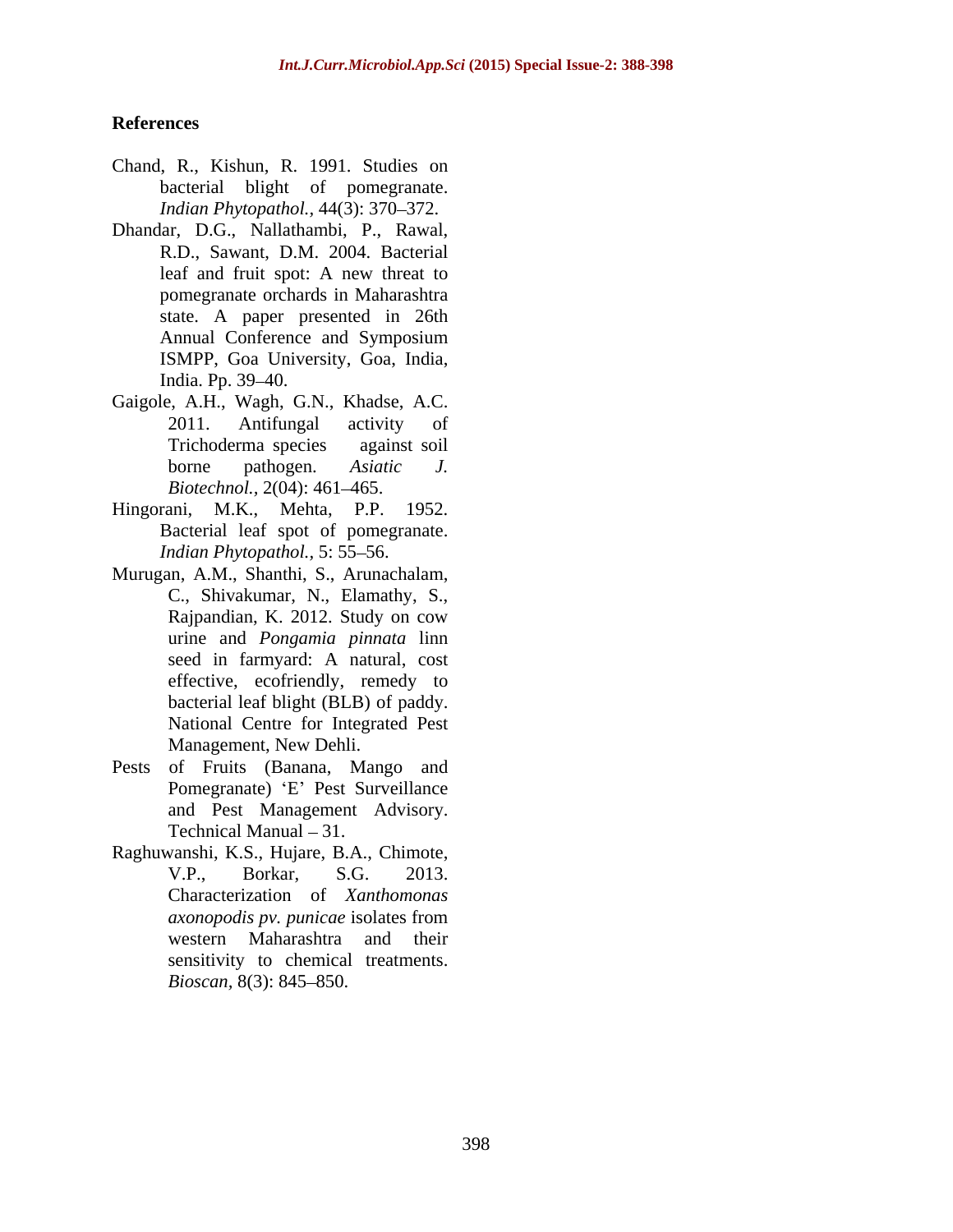## References

Chand, R., Kishun, R. 1991. Studies on bacterial blight of pomegranate. *Indian Phytopathol.,* 44(3): 370–372.

Dhandar, D.G., Nallathambi, P., Rawal, R.D., Sawant, D.M. 2004. Bacterial leaf and fruit spot: A new threat to pomegranate orchards in Maharashtra state. A paper presented in 26th Annual Conference and Symposium ISMPP, Goa University, Goa, India, India. Pp. 39–40.

Gaigole, A.H., Wagh, G.N., Khadse, A.C. 2011. Antifungal activity of Trichoderma species against soil borne pathogen. *Asiatic J. Biotechnol.,* 2(04): 461–465.

Hingorani, M.K., Mehta, P.P. 1952. Bacterial leaf spot of pomegranate. *Indian Phytopathol.,* 5: 55–56.

Murugan, A.M., Shanthi, S., Arunachalam, C., Shivakumar, N., Elamathy, S., Rajpandian, K. 2012. Study on cow urine and *Pongamia pinnata* linn seed in farmyard: A natural, cost effective, ecofriendly, remedy to bacterial leaf blight (BLB) of paddy. National Centre for Integrated Pest Management, New Dehli.

Pests of Fruits (Banana, Mango and Pomegranate) 'E' Pest Surveillance and Pest Management Advisory. Technical Manual – 31.

Raghuwanshi, K.S., Hujare, B.A., Chimote, V.P., Borkar, S.G. 2013. Characterization of *Xanthomonas axonopodis pv. punicae* isolates from western Maharashtra and their sensitivity to chemical treatments. *Bioscan,* 8(3): 845–850.